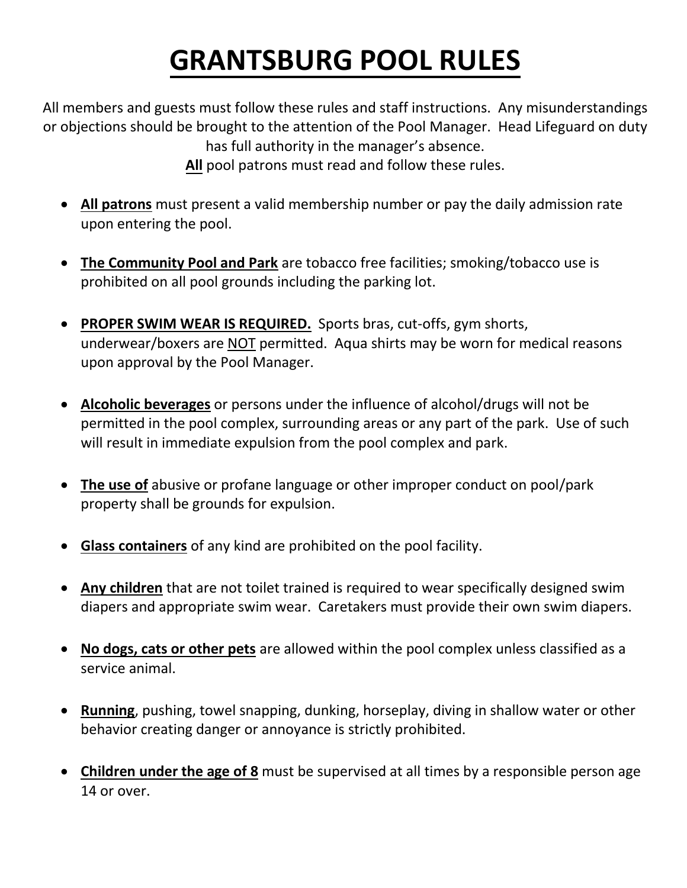# GRANTSBURG POOL RULES

All members and guests must follow these rules and staff instructions. Any misunderstandings or objections should be brought to the attention of the Pool Manager. Head Lifeguard on duty has full authority in the manager's absence.

**All** pool patrons must read and follow these rules.

- **All patrons** must present a valid membership number or pay the daily admission rate upon entering the pool.
- **The Community Pool and Park** are tobacco free facilities; smoking/tobacco use is prohibited on all pool grounds including the parking lot.
- **PROPER SWIM WEAR IS REQUIRED.** Sports bras, cut-offs, gym shorts, underwear/boxers are NOT permitted. Aqua shirts may be worn for medical reasons upon approval by the Pool Manager.
- **Alcoholic beverages** or persons under the influence of alcohol/drugs will not be permitted in the pool complex, surrounding areas or any part of the park. Use of such will result in immediate expulsion from the pool complex and park.
- **The use of** abusive or profane language or other improper conduct on pool/park property shall be grounds for expulsion.
- **Glass containers** of any kind are prohibited on the pool facility.
- **Any children** that are not toilet trained is required to wear specifically designed swim diapers and appropriate swim wear. Caretakers must provide their own swim diapers.
- **No dogs, cats or other pets** are allowed within the pool complex unless classified as a service animal.
- **Running**, pushing, towel snapping, dunking, horseplay, diving in shallow water or other behavior creating danger or annoyance is strictly prohibited.
- **Children under the age of 8** must be supervised at all times by a responsible person age 14 or over.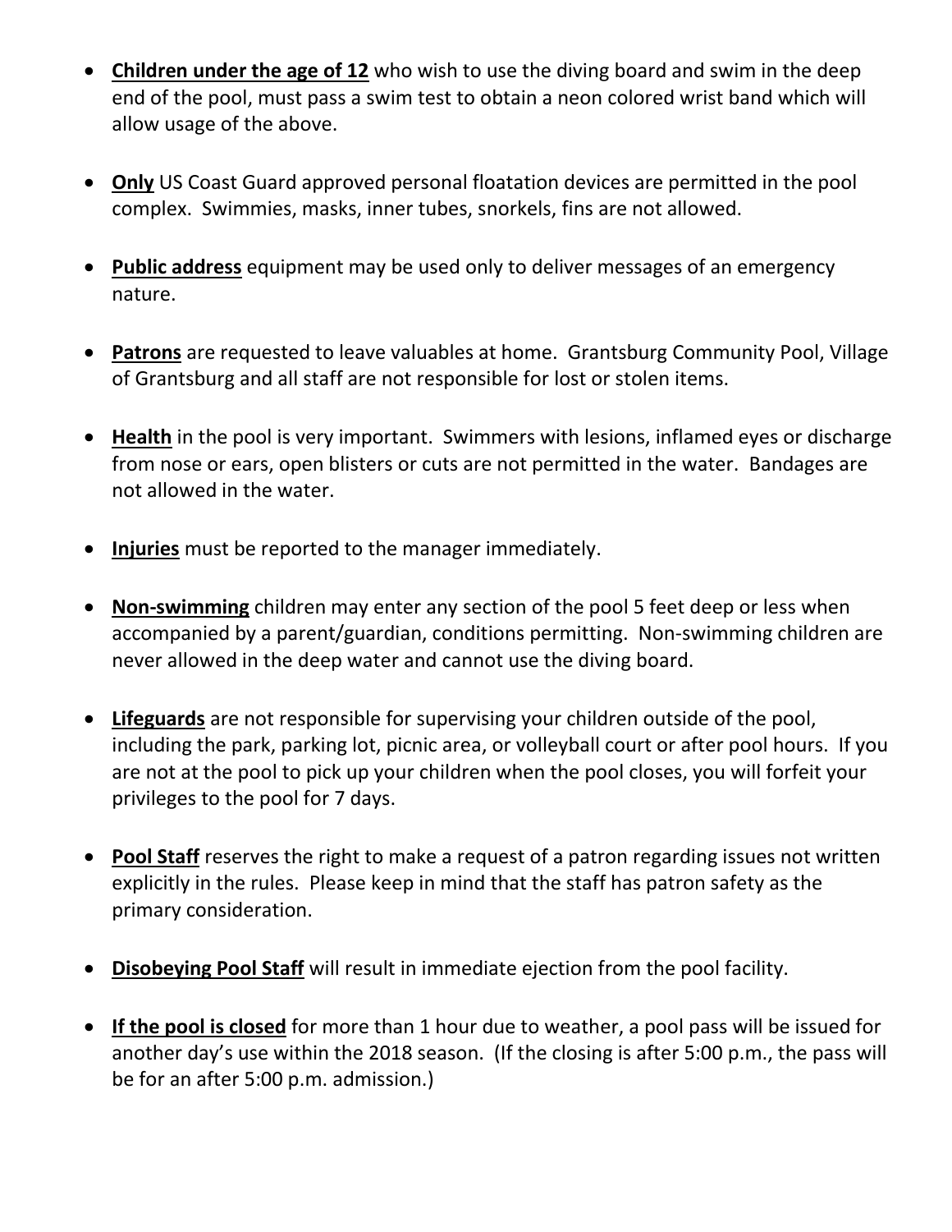- **Children under the age of 12** who wish to use the diving board and swim in the deep end of the pool, must pass a swim test to obtain a neon colored wrist band which will allow usage of the above.

- **Only** US Coast Guard approved personal floatation devices are permitted in the pool complex. Swimmies, masks, inner tubes, snorkels, fins are not allowed.

- **Public address** equipment may be used only to deliver messages of an emergency nature.

- **Patrons** are requested to leave valuables at home. Grantsburg Community Pool, Village of Grantsburg and all staff are not responsible for lost or stolen items.

- **Health** in the pool is very important. Swimmers with lesions, inflamed eyes or discharge from nose or ears, open blisters or cuts are not permitted in the water. Bandages are not allowed in the water.

- **Injuries** must be reported to the manager immediately.

- **Non-swimming** children may enter any section of the pool 5 feet deep or less when accompanied by a parent/guardian, conditions permitting. Non-swimming children are never allowed in the deep water and cannot use the diving board.

- **Lifeguards** are not responsible for supervising your children outside of the pool, including the park, parking lot, picnic area, or volleyball court or after pool hours. If you are not at the pool to pick up your children when the pool closes, you will forfeit your privileges to the pool for 7 days.

- **Pool Staff** reserves the right to make a request of a patron regarding issues not written explicitly in the rules. Please keep in mind that the staff has patron safety as the primary consideration.

- **Disobeying Pool Staff** will result in immediate ejection from the pool facility.

- **If the pool is closed** for more than 1 hour due to weather, a pool pass will be issued for another day's use within the 2018 season. (If the closing is after 5:00 p.m., the pass will be for an after 5:00 p.m. admission.)